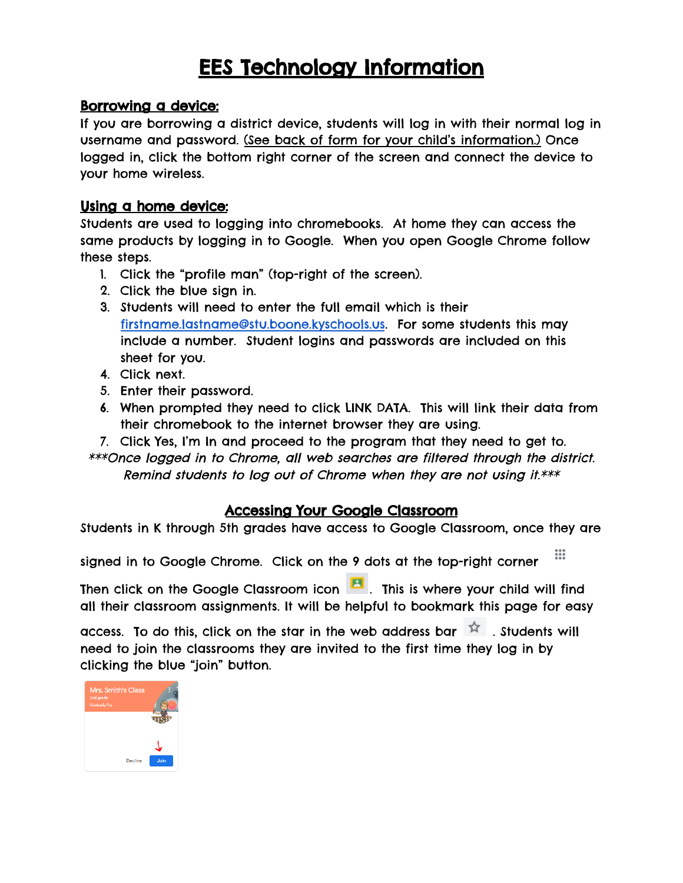# EES Technology Information

## Borrowing a device:

If you are borrowing a district device, students will log in with their normal log in username and password. (See back of form for your child's information.) Once logged in, click the bottom right corner of the screen and connect the device to your home wireless.

## Using a home device:

Students are used to logging into chromebooks. At home they can access the same products by logging in to Google. When you open Google Chrome follow these steps.

1. Click the "profile man" (top-right of the screen).
2. Click the blue sign in.
3. Students will need to enter the full email which is their firstname.lastname@stu.boone.kyschools.us. For some students this may include a number. Student logins and passwords are included on this sheet for you.
4. Click next.
5. Enter their password.
6. When prompted they need to click LINK DATA. This will link their data from their chromebook to the internet browser they are using.
7. Click Yes, I'm In and proceed to the program that they need to get to.

*\*\*\*Once logged in to Chrome, all web searches are filtered through the district. Remind students to log out of Chrome when they are not using it.\*\*\**

## Accessing Your Google Classroom

Students in K through 5th grades have access to Google Classroom, once they are signed in to Google Chrome. Click on the 9 dots at the top-right corner

Then click on the Google Classroom icon . This is where your child will find all their classroom assignments. It will be helpful to bookmark this page for easy access. To do this, click on the star in the web address bar . Students will need to join the classrooms they are invited to the first time they log in by clicking the blue "join" button.

Mrs. Smith's Class
2nd grade
Kimberly Fry

Decline Join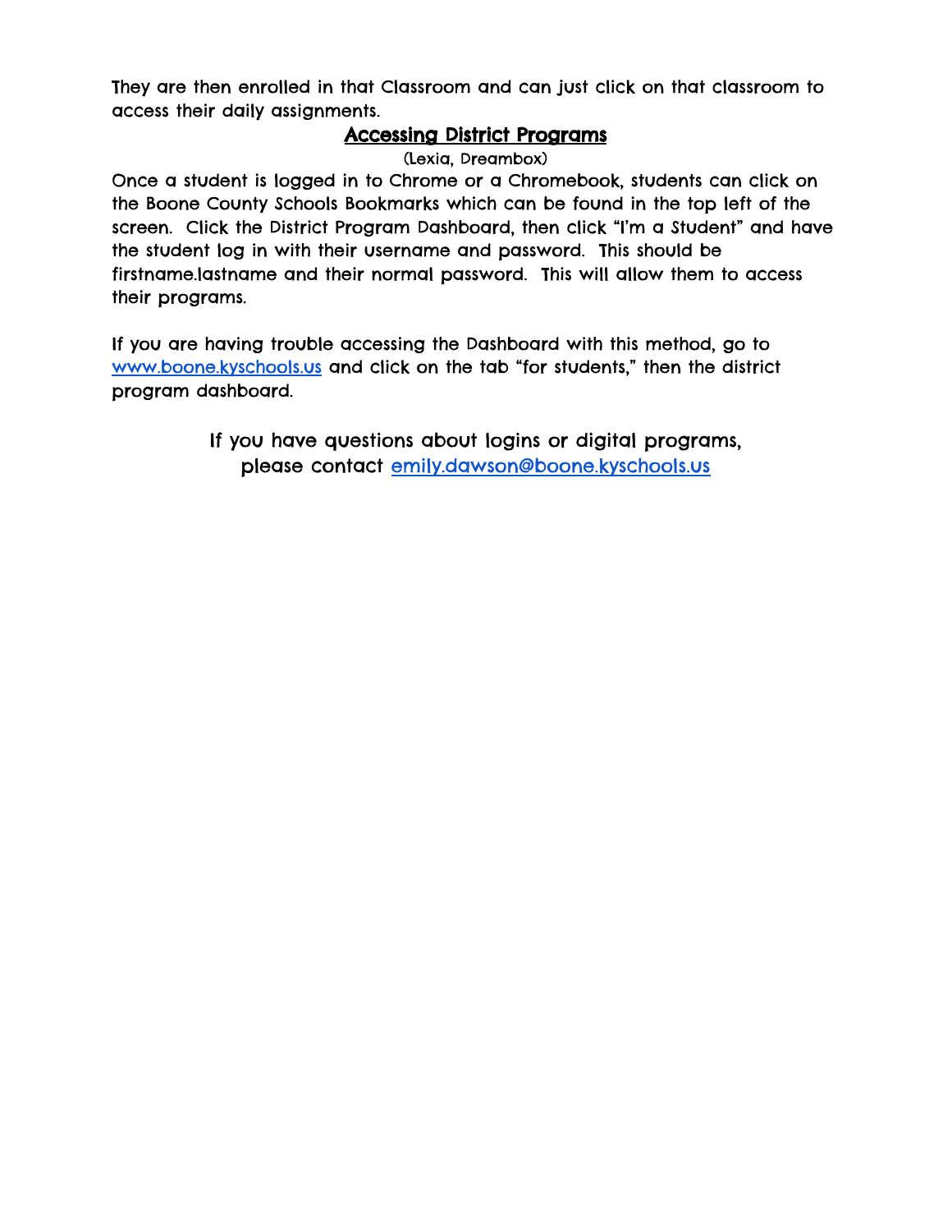They are then enrolled in that Classroom and can just click on that classroom to access their daily assignments.

## Accessing District Programs

(Lexia, Dreambox)

Once a student is logged in to Chrome or a Chromebook, students can click on the Boone County Schools Bookmarks which can be found in the top left of the screen. Click the District Program Dashboard, then click "I'm a Student" and have the student log in with their username and password. This should be firstname.lastname and their normal password. This will allow them to access their programs.

If you are having trouble accessing the Dashboard with this method, go to www.boone.kyschools.us and click on the tab "for students," then the district program dashboard.

If you have questions about logins or digital programs, please contact emily.dawson@boone.kyschools.us